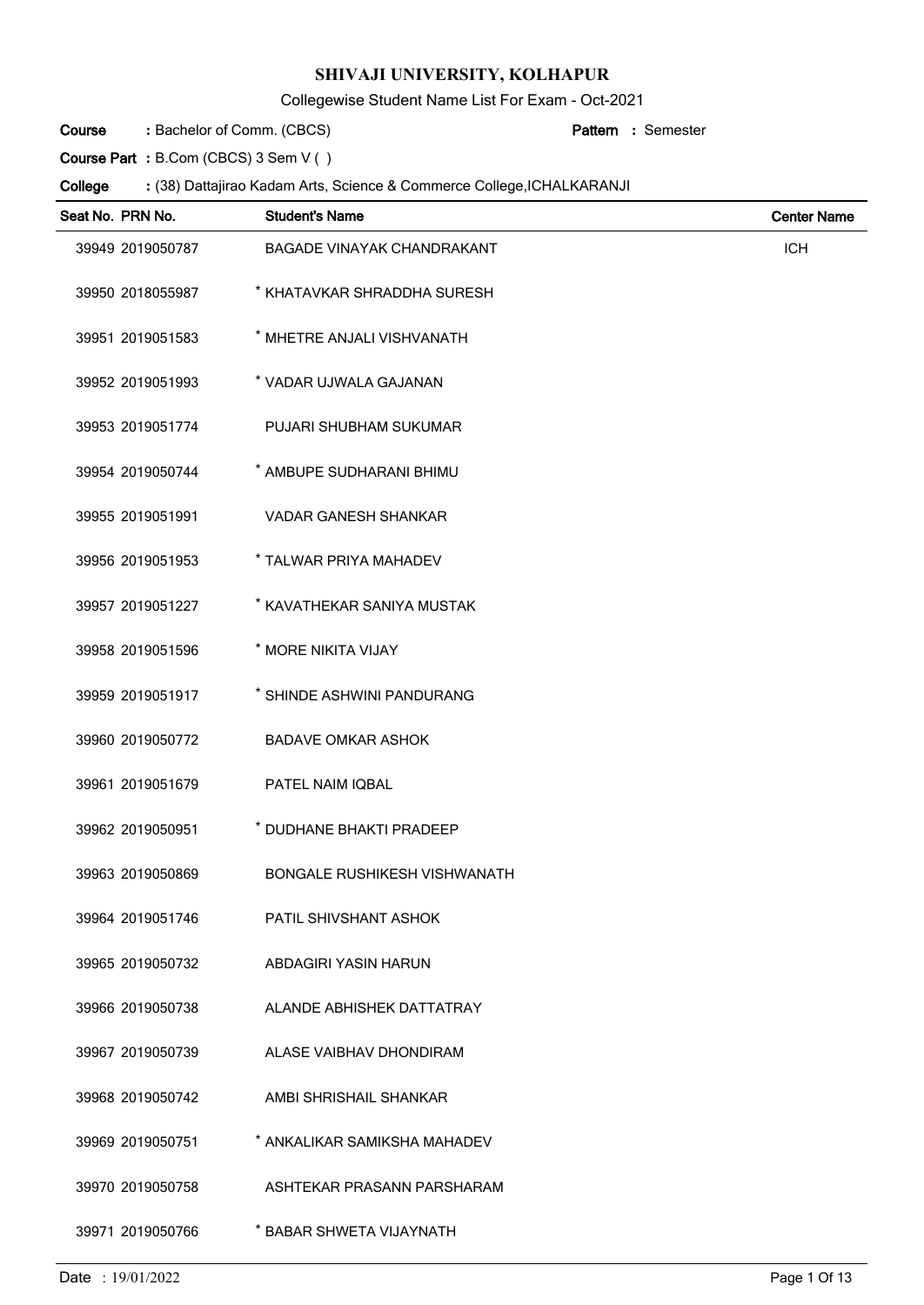# SHIVAJI UNIVERSITY, KOLHAPUR

Collegewise Student Name List For Exam - Oct-2021

**Course** : Bachelor of Comm. (CBCS) **Pattern** : Semester

**Course Part** : B.Com (CBCS) 3 Sem V ( )

**College** : (38) Dattajirao Kadam Arts, Science & Commerce College,ICHALKARANJI

| Seat No. | PRN No. | Student's Name | Center Name |
|---|---|---|---|
| 39949 | 2019050787 | BAGADE VINAYAK CHANDRAKANT | ICH |
| 39950 | 2018055987 | * KHATAVKAR SHRADDHA SURESH | |
| 39951 | 2019051583 | * MHETRE ANJALI VISHVANATH | |
| 39952 | 2019051993 | * VADAR UJWALA GAJANAN | |
| 39953 | 2019051774 | PUJARI SHUBHAM SUKUMAR | |
| 39954 | 2019050744 | * AMBUPE SUDHARANI BHIMU | |
| 39955 | 2019051991 | VADAR GANESH SHANKAR | |
| 39956 | 2019051953 | * TALWAR PRIYA MAHADEV | |
| 39957 | 2019051227 | * KAVATHEKAR SANIYA MUSTAK | |
| 39958 | 2019051596 | * MORE NIKITA VIJAY | |
| 39959 | 2019051917 | * SHINDE ASHWINI PANDURANG | |
| 39960 | 2019050772 | BADAVE OMKAR ASHOK | |
| 39961 | 2019051679 | PATEL NAIM IQBAL | |
| 39962 | 2019050951 | * DUDHANE BHAKTI PRADEEP | |
| 39963 | 2019050869 | BONGALE RUSHIKESH VISHWANATH | |
| 39964 | 2019051746 | PATIL SHIVSHANT ASHOK | |
| 39965 | 2019050732 | ABDAGIRI YASIN HARUN | |
| 39966 | 2019050738 | ALANDE ABHISHEK DATTATRAY | |
| 39967 | 2019050739 | ALASE VAIBHAV DHONDIRAM | |
| 39968 | 2019050742 | AMBI SHRISHAIL SHANKAR | |
| 39969 | 2019050751 | * ANKALIKAR SAMIKSHA MAHADEV | |
| 39970 | 2019050758 | ASHTEKAR PRASANN PARSHARAM | |
| 39971 | 2019050766 | * BABAR SHWETA VIJAYNATH | |

Date : 19/01/2022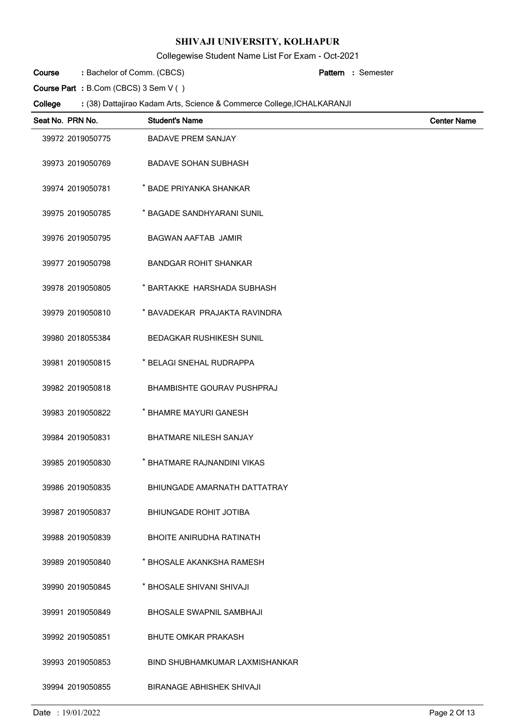# SHIVAJI UNIVERSITY, KOLHAPUR

Collegewise Student Name List For Exam - Oct-2021

**Course** : Bachelor of Comm. (CBCS) **Pattern** : Semester

**Course Part** : B.Com (CBCS) 3 Sem V ( )

**College** : (38) Dattajirao Kadam Arts, Science & Commerce College,ICHALKARANJI

| Seat No. | PRN No. | Student's Name | Center Name |
|---|---|---|---|
| 39972 | 2019050775 | BADAVE PREM SANJAY | |
| 39973 | 2019050769 | BADAVE SOHAN SUBHASH | |
| 39974 | 2019050781 | * BADE PRIYANKA SHANKAR | |
| 39975 | 2019050785 | * BAGADE SANDHYARANI SUNIL | |
| 39976 | 2019050795 | BAGWAN AAFTAB JAMIR | |
| 39977 | 2019050798 | BANDGAR ROHIT SHANKAR | |
| 39978 | 2019050805 | * BARTAKKE HARSHADA SUBHASH | |
| 39979 | 2019050810 | * BAVADEKAR PRAJAKTA RAVINDRA | |
| 39980 | 2018055384 | BEDAGKAR RUSHIKESH SUNIL | |
| 39981 | 2019050815 | * BELAGI SNEHAL RUDRAPPA | |
| 39982 | 2019050818 | BHAMBISHTE GOURAV PUSHPRAJ | |
| 39983 | 2019050822 | * BHAMRE MAYURI GANESH | |
| 39984 | 2019050831 | BHATMARE NILESH SANJAY | |
| 39985 | 2019050830 | * BHATMARE RAJNANDINI VIKAS | |
| 39986 | 2019050835 | BHIUNGADE AMARNATH DATTATRAY | |
| 39987 | 2019050837 | BHIUNGADE ROHIT JOTIBA | |
| 39988 | 2019050839 | BHOITE ANIRUDHA RATINATH | |
| 39989 | 2019050840 | * BHOSALE AKANKSHA RAMESH | |
| 39990 | 2019050845 | * BHOSALE SHIVANI SHIVAJI | |
| 39991 | 2019050849 | BHOSALE SWAPNIL SAMBHAJI | |
| 39992 | 2019050851 | BHUTE OMKAR PRAKASH | |
| 39993 | 2019050853 | BIND SHUBHAMKUMAR LAXMISHANKAR | |
| 39994 | 2019050855 | BIRANAGE ABHISHEK SHIVAJI | |

Date : 19/01/2022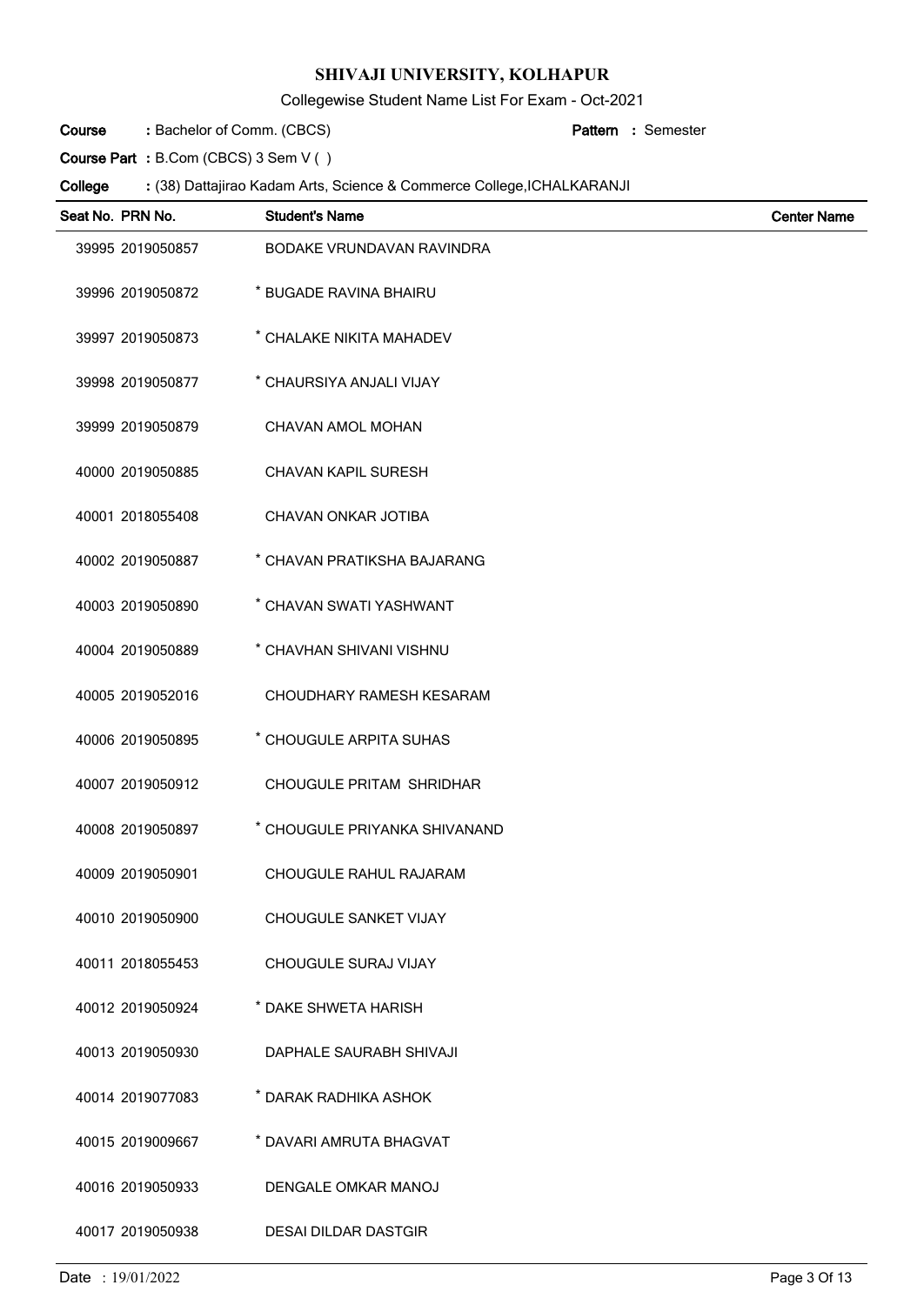# SHIVAJI UNIVERSITY, KOLHAPUR

Collegewise Student Name List For Exam - Oct-2021

**Course** : Bachelor of Comm. (CBCS) **Pattern** : Semester

**Course Part** : B.Com (CBCS) 3 Sem V ( )

**College** : (38) Dattajirao Kadam Arts, Science & Commerce College,ICHALKARANJI

| Seat No. | PRN No. | Student's Name | Center Name |
|---|---|---|---|
| 39995 | 2019050857 | BODAKE VRUNDAVAN RAVINDRA | |
| 39996 | 2019050872 | * BUGADE RAVINA BHAIRU | |
| 39997 | 2019050873 | * CHALAKE NIKITA MAHADEV | |
| 39998 | 2019050877 | * CHAURSIYA ANJALI VIJAY | |
| 39999 | 2019050879 | CHAVAN AMOL MOHAN | |
| 40000 | 2019050885 | CHAVAN KAPIL SURESH | |
| 40001 | 2018055408 | CHAVAN ONKAR JOTIBA | |
| 40002 | 2019050887 | * CHAVAN PRATIKSHA BAJARANG | |
| 40003 | 2019050890 | * CHAVAN SWATI YASHWANT | |
| 40004 | 2019050889 | * CHAVHAN SHIVANI VISHNU | |
| 40005 | 2019052016 | CHOUDHARY RAMESH KESARAM | |
| 40006 | 2019050895 | * CHOUGULE ARPITA SUHAS | |
| 40007 | 2019050912 | CHOUGULE PRITAM SHRIDHAR | |
| 40008 | 2019050897 | * CHOUGULE PRIYANKA SHIVANAND | |
| 40009 | 2019050901 | CHOUGULE RAHUL RAJARAM | |
| 40010 | 2019050900 | CHOUGULE SANKET VIJAY | |
| 40011 | 2018055453 | CHOUGULE SURAJ VIJAY | |
| 40012 | 2019050924 | * DAKE SHWETA HARISH | |
| 40013 | 2019050930 | DAPHALE SAURABH SHIVAJI | |
| 40014 | 2019077083 | * DARAK RADHIKA ASHOK | |
| 40015 | 2019009667 | * DAVARI AMRUTA BHAGVAT | |
| 40016 | 2019050933 | DENGALE OMKAR MANOJ | |
| 40017 | 2019050938 | DESAI DILDAR DASTGIR | |

Date : 19/01/2022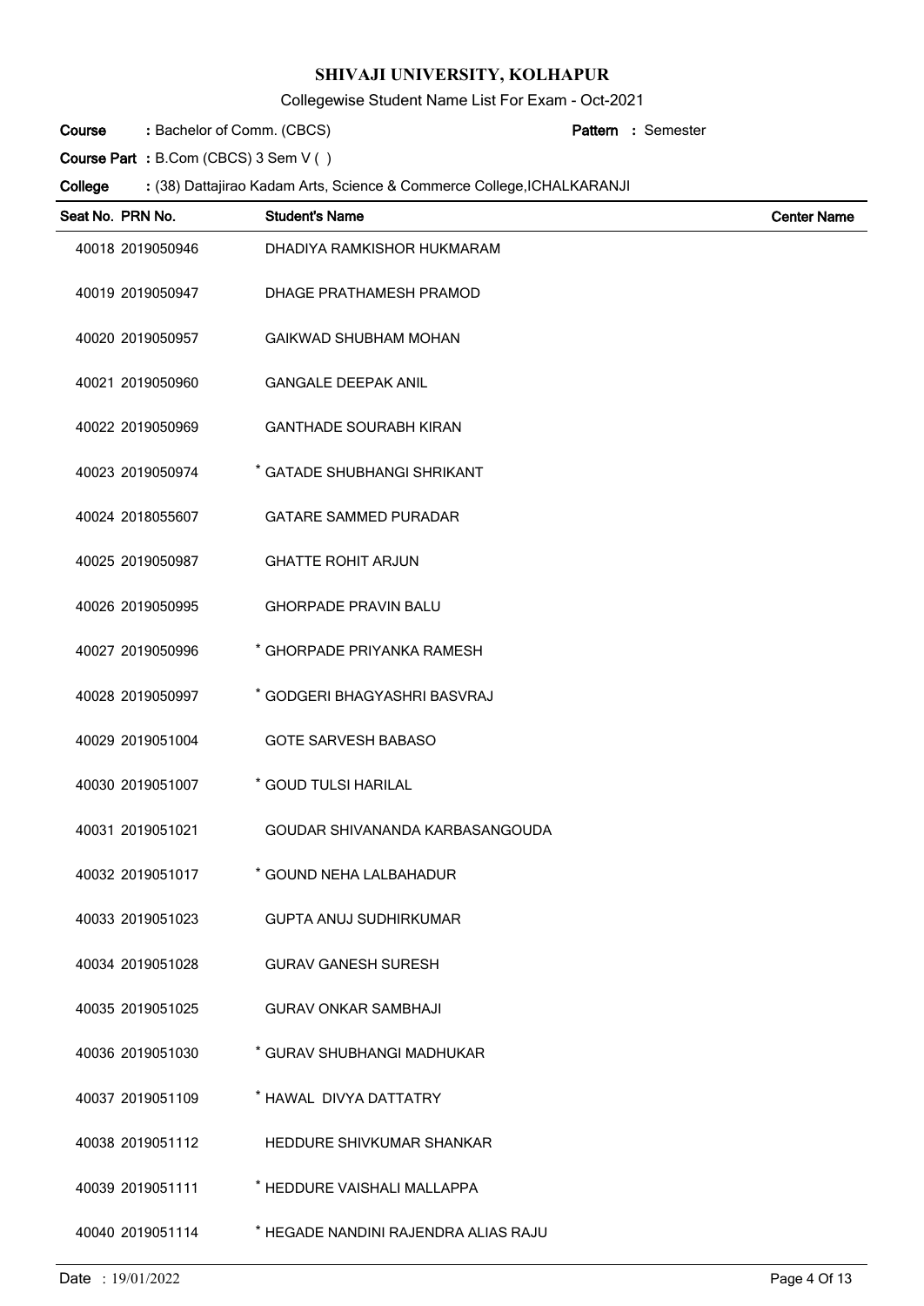# SHIVAJI UNIVERSITY, KOLHAPUR

Collegewise Student Name List For Exam - Oct-2021

**Course** : Bachelor of Comm. (CBCS) **Pattern** : Semester

**Course Part** : B.Com (CBCS) 3 Sem V ( )

**College** : (38) Dattajirao Kadam Arts, Science & Commerce College,ICHALKARANJI

| Seat No. | PRN No. | Student's Name | Center Name |
|---|---|---|---|
| 40018 | 2019050946 | DHADIYA RAMKISHOR HUKMARAM | |
| 40019 | 2019050947 | DHAGE PRATHAMESH PRAMOD | |
| 40020 | 2019050957 | GAIKWAD SHUBHAM MOHAN | |
| 40021 | 2019050960 | GANGALE DEEPAK ANIL | |
| 40022 | 2019050969 | GANTHADE SOURABH KIRAN | |
| 40023 | 2019050974 | * GATADE SHUBHANGI SHRIKANT | |
| 40024 | 2018055607 | GATARE SAMMED PURADAR | |
| 40025 | 2019050987 | GHATTE ROHIT ARJUN | |
| 40026 | 2019050995 | GHORPADE PRAVIN BALU | |
| 40027 | 2019050996 | * GHORPADE PRIYANKA RAMESH | |
| 40028 | 2019050997 | * GODGERI BHAGYASHRI BASVRAJ | |
| 40029 | 2019051004 | GOTE SARVESH BABASO | |
| 40030 | 2019051007 | * GOUD TULSI HARILAL | |
| 40031 | 2019051021 | GOUDAR SHIVANANDA KARBASANGOUDA | |
| 40032 | 2019051017 | * GOUND NEHA LALBAHADUR | |
| 40033 | 2019051023 | GUPTA ANUJ SUDHIRKUMAR | |
| 40034 | 2019051028 | GURAV GANESH SURESH | |
| 40035 | 2019051025 | GURAV ONKAR SAMBHAJI | |
| 40036 | 2019051030 | * GURAV SHUBHANGI MADHUKAR | |
| 40037 | 2019051109 | * HAWAL DIVYA DATTATRY | |
| 40038 | 2019051112 | HEDDURE SHIVKUMAR SHANKAR | |
| 40039 | 2019051111 | * HEDDURE VAISHALI MALLAPPA | |
| 40040 | 2019051114 | * HEGADE NANDINI RAJENDRA ALIAS RAJU | |

Date : 19/01/2022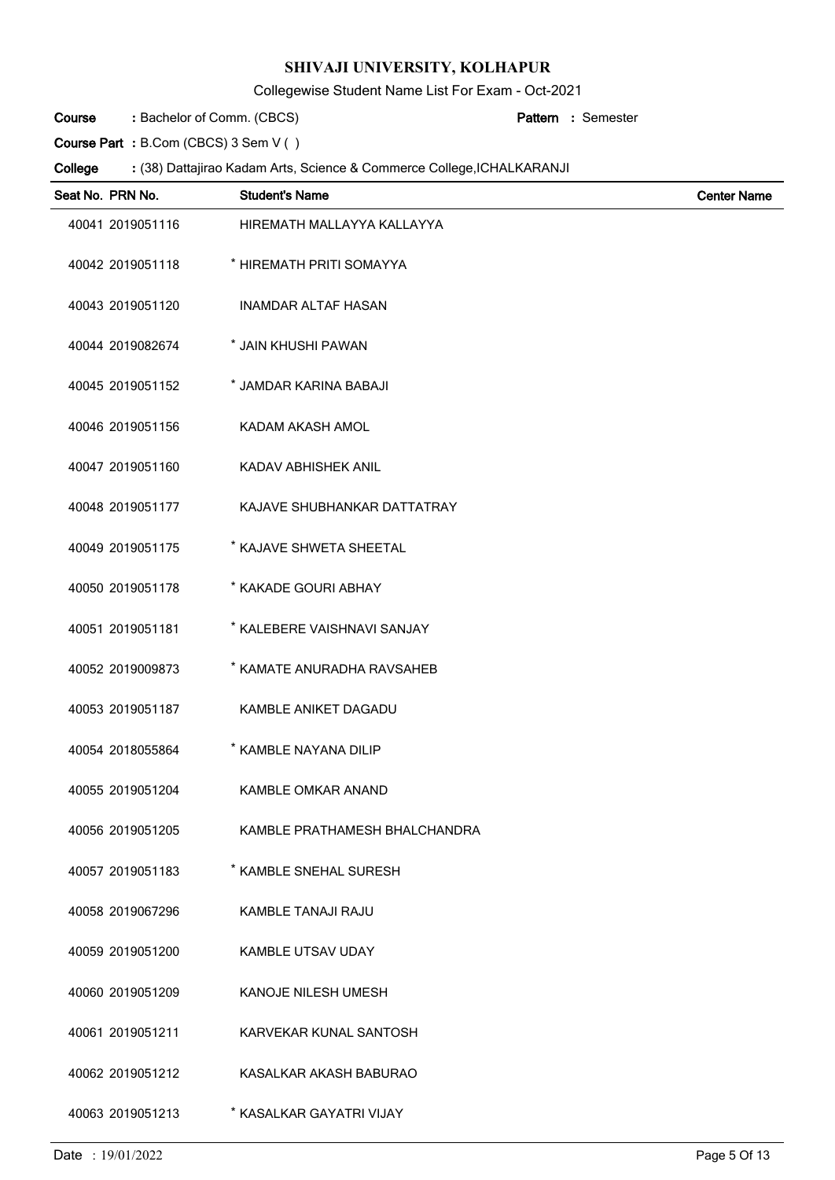# SHIVAJI UNIVERSITY, KOLHAPUR

Collegewise Student Name List For Exam - Oct-2021

**Course** : Bachelor of Comm. (CBCS) **Pattern** : Semester

**Course Part** : B.Com (CBCS) 3 Sem V ( )

**College** : (38) Dattajirao Kadam Arts, Science & Commerce College,ICHALKARANJI

| Seat No. | PRN No. | Student's Name | Center Name |
|---|---|---|---|
| 40041 | 2019051116 | HIREMATH MALLAYYA KALLAYYA | |
| 40042 | 2019051118 | * HIREMATH PRITI SOMAYYA | |
| 40043 | 2019051120 | INAMDAR ALTAF HASAN | |
| 40044 | 2019082674 | * JAIN KHUSHI PAWAN | |
| 40045 | 2019051152 | * JAMDAR KARINA BABAJI | |
| 40046 | 2019051156 | KADAM AKASH AMOL | |
| 40047 | 2019051160 | KADAV ABHISHEK ANIL | |
| 40048 | 2019051177 | KAJAVE SHUBHANKAR DATTATRAY | |
| 40049 | 2019051175 | * KAJAVE SHWETA SHEETAL | |
| 40050 | 2019051178 | * KAKADE GOURI ABHAY | |
| 40051 | 2019051181 | * KALEBERE VAISHNAVI SANJAY | |
| 40052 | 2019009873 | * KAMATE ANURADHA RAVSAHEB | |
| 40053 | 2019051187 | KAMBLE ANIKET DAGADU | |
| 40054 | 2018055864 | * KAMBLE NAYANA DILIP | |
| 40055 | 2019051204 | KAMBLE OMKAR ANAND | |
| 40056 | 2019051205 | KAMBLE PRATHAMESH BHALCHANDRA | |
| 40057 | 2019051183 | * KAMBLE SNEHAL SURESH | |
| 40058 | 2019067296 | KAMBLE TANAJI RAJU | |
| 40059 | 2019051200 | KAMBLE UTSAV UDAY | |
| 40060 | 2019051209 | KANOJE NILESH UMESH | |
| 40061 | 2019051211 | KARVEKAR KUNAL SANTOSH | |
| 40062 | 2019051212 | KASALKAR AKASH BABURAO | |
| 40063 | 2019051213 | * KASALKAR GAYATRI VIJAY | |

Date : 19/01/2022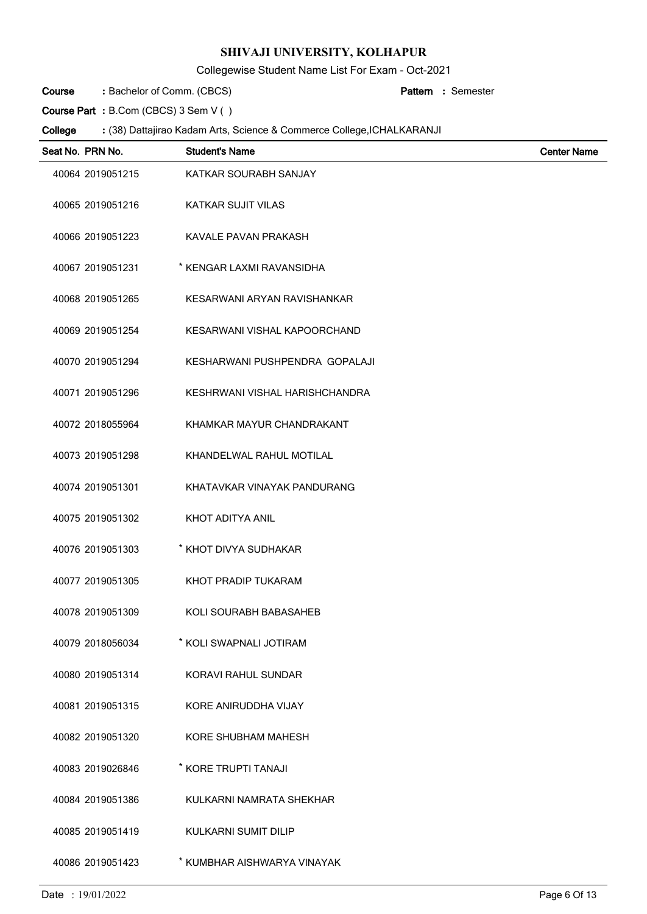# SHIVAJI UNIVERSITY, KOLHAPUR

Collegewise Student Name List For Exam - Oct-2021

**Course** : Bachelor of Comm. (CBCS) **Pattern** : Semester

**Course Part** : B.Com (CBCS) 3 Sem V ( )

**College** : (38) Dattajirao Kadam Arts, Science & Commerce College,ICHALKARANJI

| Seat No. | PRN No. | Student's Name | Center Name |
|---|---|---|---|
| 40064 | 2019051215 | KATKAR SOURABH SANJAY | |
| 40065 | 2019051216 | KATKAR SUJIT VILAS | |
| 40066 | 2019051223 | KAVALE PAVAN PRAKASH | |
| 40067 | 2019051231 | * KENGAR LAXMI RAVANSIDHA | |
| 40068 | 2019051265 | KESARWANI ARYAN RAVISHANKAR | |
| 40069 | 2019051254 | KESARWANI VISHAL KAPOORCHAND | |
| 40070 | 2019051294 | KESHARWANI PUSHPENDRA GOPALAJI | |
| 40071 | 2019051296 | KESHRWANI VISHAL HARISHCHANDRA | |
| 40072 | 2018055964 | KHAMKAR MAYUR CHANDRAKANT | |
| 40073 | 2019051298 | KHANDELWAL RAHUL MOTILAL | |
| 40074 | 2019051301 | KHATAVKAR VINAYAK PANDURANG | |
| 40075 | 2019051302 | KHOT ADITYA ANIL | |
| 40076 | 2019051303 | * KHOT DIVYA SUDHAKAR | |
| 40077 | 2019051305 | KHOT PRADIP TUKARAM | |
| 40078 | 2019051309 | KOLI SOURABH BABASAHEB | |
| 40079 | 2018056034 | * KOLI SWAPNALI JOTIRAM | |
| 40080 | 2019051314 | KORAVI RAHUL SUNDAR | |
| 40081 | 2019051315 | KORE ANIRUDDHA VIJAY | |
| 40082 | 2019051320 | KORE SHUBHAM MAHESH | |
| 40083 | 2019026846 | * KORE TRUPTI TANAJI | |
| 40084 | 2019051386 | KULKARNI NAMRATA SHEKHAR | |
| 40085 | 2019051419 | KULKARNI SUMIT DILIP | |
| 40086 | 2019051423 | * KUMBHAR AISHWARYA VINAYAK | |

Date : 19/01/2022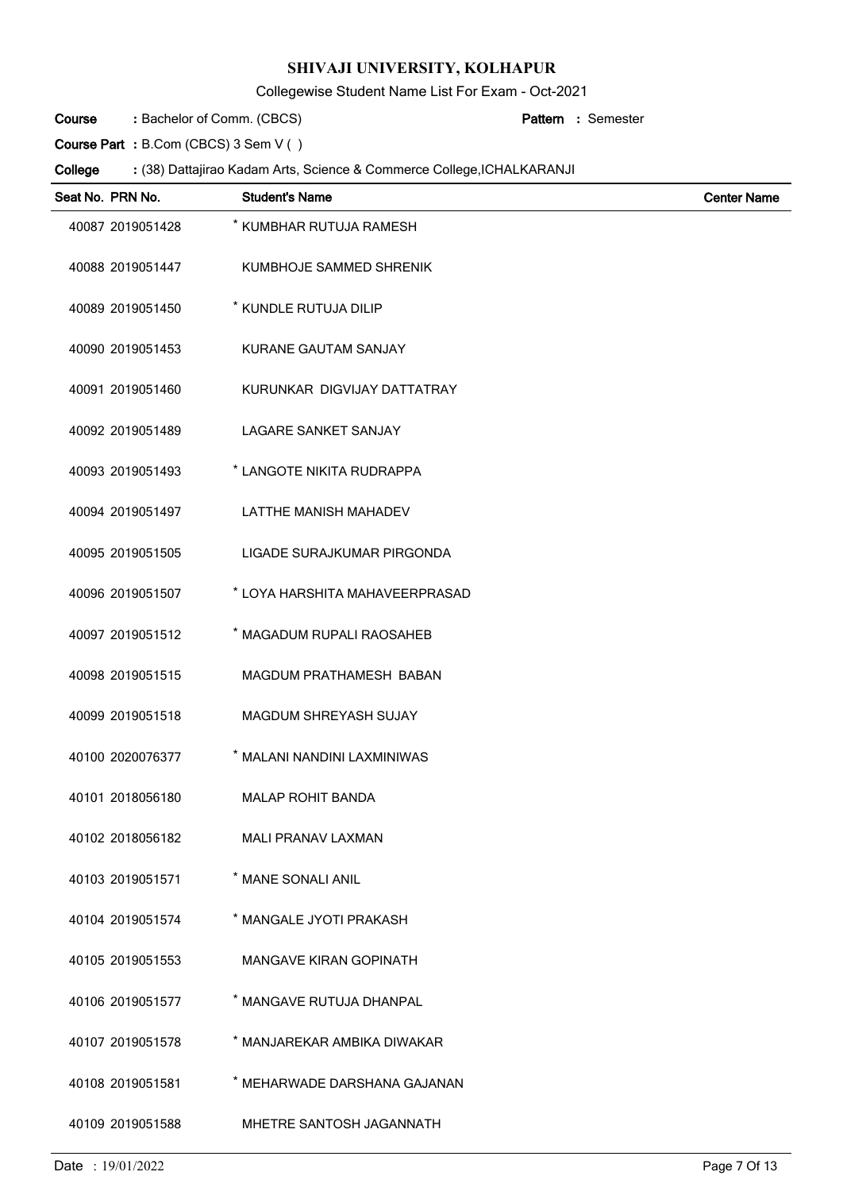# SHIVAJI UNIVERSITY, KOLHAPUR

Collegewise Student Name List For Exam - Oct-2021

**Course** : Bachelor of Comm. (CBCS) **Pattern** : Semester

**Course Part** : B.Com (CBCS) 3 Sem V ( )

**College** : (38) Dattajirao Kadam Arts, Science & Commerce College,ICHALKARANJI

| Seat No. | PRN No. | Student's Name | Center Name |
|---|---|---|---|
| 40087 | 2019051428 | * KUMBHAR RUTUJA RAMESH | |
| 40088 | 2019051447 | KUMBHOJE SAMMED SHRENIK | |
| 40089 | 2019051450 | * KUNDLE RUTUJA DILIP | |
| 40090 | 2019051453 | KURANE GAUTAM SANJAY | |
| 40091 | 2019051460 | KURUNKAR DIGVIJAY DATTATRAY | |
| 40092 | 2019051489 | LAGARE SANKET SANJAY | |
| 40093 | 2019051493 | * LANGOTE NIKITA RUDRAPPA | |
| 40094 | 2019051497 | LATTHE MANISH MAHADEV | |
| 40095 | 2019051505 | LIGADE SURAJKUMAR PIRGONDA | |
| 40096 | 2019051507 | * LOYA HARSHITA MAHAVEERPRASAD | |
| 40097 | 2019051512 | * MAGADUM RUPALI RAOSAHEB | |
| 40098 | 2019051515 | MAGDUM PRATHAMESH BABAN | |
| 40099 | 2019051518 | MAGDUM SHREYASH SUJAY | |
| 40100 | 2020076377 | * MALANI NANDINI LAXMINIWAS | |
| 40101 | 2018056180 | MALAP ROHIT BANDA | |
| 40102 | 2018056182 | MALI PRANAV LAXMAN | |
| 40103 | 2019051571 | * MANE SONALI ANIL | |
| 40104 | 2019051574 | * MANGALE JYOTI PRAKASH | |
| 40105 | 2019051553 | MANGAVE KIRAN GOPINATH | |
| 40106 | 2019051577 | * MANGAVE RUTUJA DHANPAL | |
| 40107 | 2019051578 | * MANJAREKAR AMBIKA DIWAKAR | |
| 40108 | 2019051581 | * MEHARWADE DARSHANA GAJANAN | |
| 40109 | 2019051588 | MHETRE SANTOSH JAGANNATH | |

Date : 19/01/2022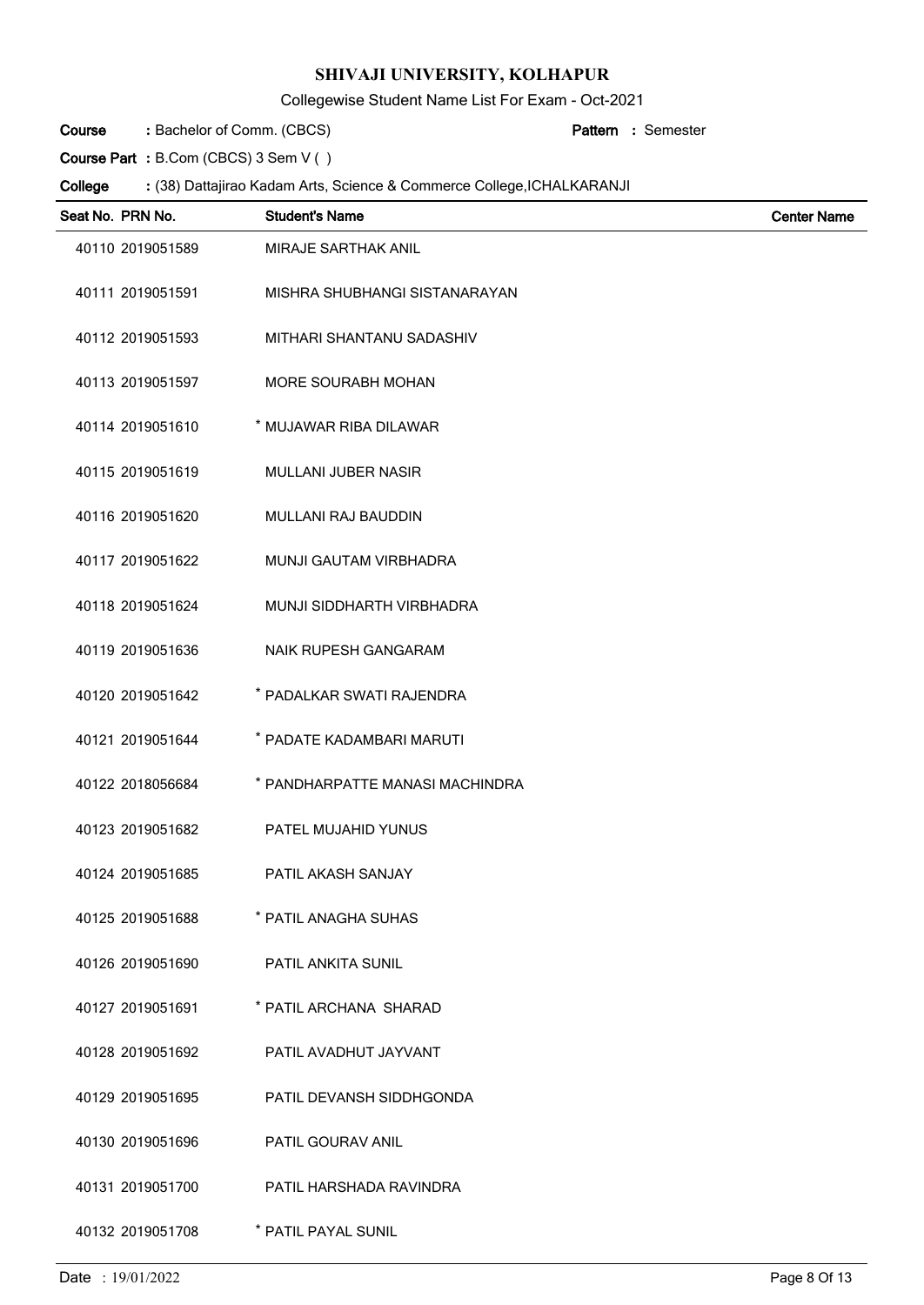# SHIVAJI UNIVERSITY, KOLHAPUR

Collegewise Student Name List For Exam - Oct-2021

**Course** : Bachelor of Comm. (CBCS) **Pattern** : Semester

**Course Part** : B.Com (CBCS) 3 Sem V ( )

**College** : (38) Dattajirao Kadam Arts, Science & Commerce College,ICHALKARANJI

| Seat No. | PRN No. | Student's Name | Center Name |
|---|---|---|---|
| 40110 | 2019051589 | MIRAJE SARTHAK ANIL | |
| 40111 | 2019051591 | MISHRA SHUBHANGI SISTANARAYAN | |
| 40112 | 2019051593 | MITHARI SHANTANU SADASHIV | |
| 40113 | 2019051597 | MORE SOURABH MOHAN | |
| 40114 | 2019051610 | * MUJAWAR RIBA DILAWAR | |
| 40115 | 2019051619 | MULLANI JUBER NASIR | |
| 40116 | 2019051620 | MULLANI RAJ BAUDDIN | |
| 40117 | 2019051622 | MUNJI GAUTAM VIRBHADRA | |
| 40118 | 2019051624 | MUNJI SIDDHARTH VIRBHADRA | |
| 40119 | 2019051636 | NAIK RUPESH GANGARAM | |
| 40120 | 2019051642 | * PADALKAR SWATI RAJENDRA | |
| 40121 | 2019051644 | * PADATE KADAMBARI MARUTI | |
| 40122 | 2018056684 | * PANDHARPATTE MANASI MACHINDRA | |
| 40123 | 2019051682 | PATEL MUJAHID YUNUS | |
| 40124 | 2019051685 | PATIL AKASH SANJAY | |
| 40125 | 2019051688 | * PATIL ANAGHA SUHAS | |
| 40126 | 2019051690 | PATIL ANKITA SUNIL | |
| 40127 | 2019051691 | * PATIL ARCHANA SHARAD | |
| 40128 | 2019051692 | PATIL AVADHUT JAYVANT | |
| 40129 | 2019051695 | PATIL DEVANSH SIDDHGONDA | |
| 40130 | 2019051696 | PATIL GOURAV ANIL | |
| 40131 | 2019051700 | PATIL HARSHADA RAVINDRA | |
| 40132 | 2019051708 | * PATIL PAYAL SUNIL | |

Date : 19/01/2022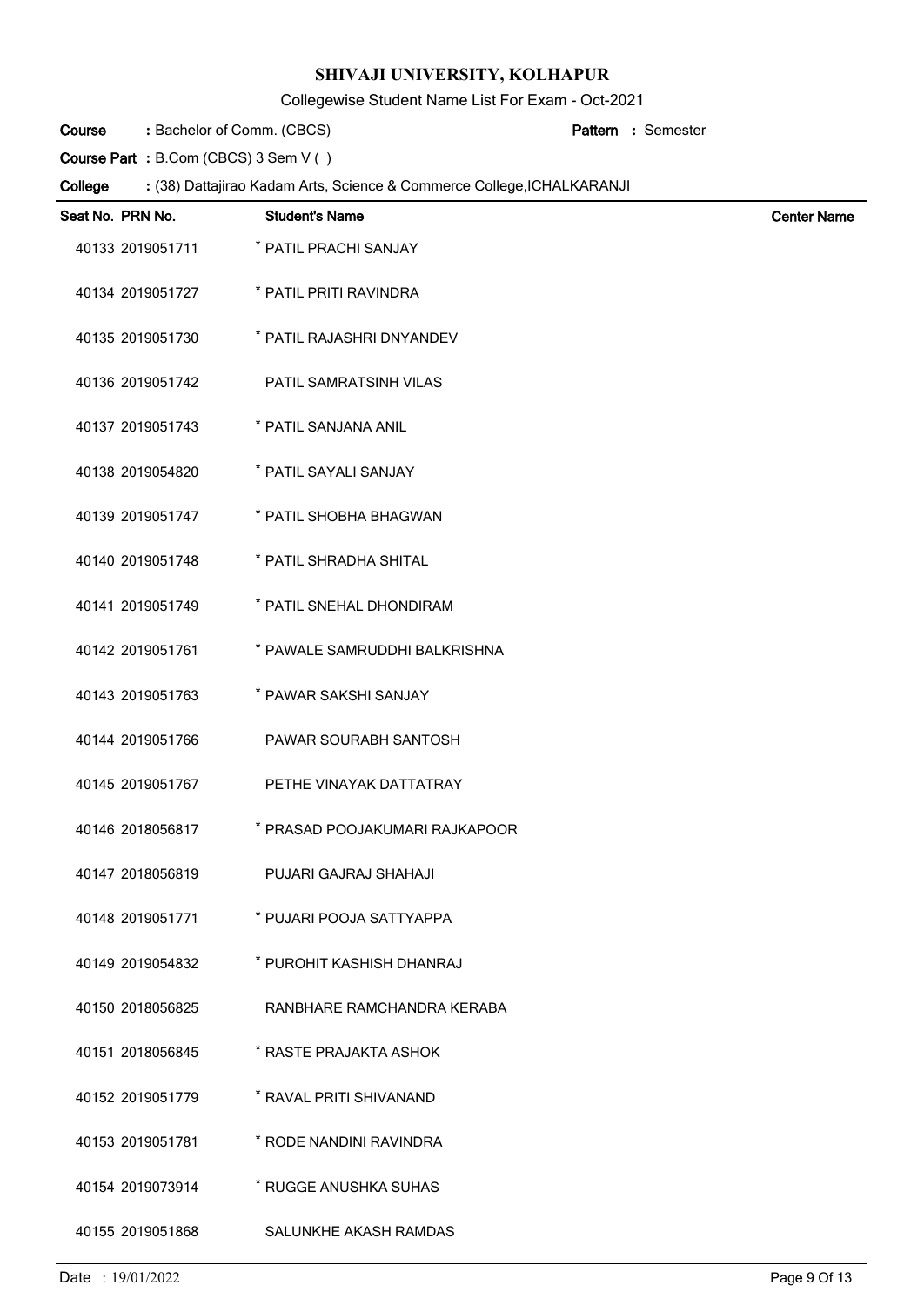# SHIVAJI UNIVERSITY, KOLHAPUR

Collegewise Student Name List For Exam - Oct-2021

**Course** : Bachelor of Comm. (CBCS) **Pattern** : Semester

**Course Part** : B.Com (CBCS) 3 Sem V ( )

**College** : (38) Dattajirao Kadam Arts, Science & Commerce College,ICHALKARANJI

| Seat No. | PRN No. | Student's Name | Center Name |
|---|---|---|---|
| 40133 | 2019051711 | * PATIL PRACHI SANJAY | |
| 40134 | 2019051727 | * PATIL PRITI RAVINDRA | |
| 40135 | 2019051730 | * PATIL RAJASHRI DNYANDEV | |
| 40136 | 2019051742 | PATIL SAMRATSINH VILAS | |
| 40137 | 2019051743 | * PATIL SANJANA ANIL | |
| 40138 | 2019054820 | * PATIL SAYALI SANJAY | |
| 40139 | 2019051747 | * PATIL SHOBHA BHAGWAN | |
| 40140 | 2019051748 | * PATIL SHRADHA SHITAL | |
| 40141 | 2019051749 | * PATIL SNEHAL DHONDIRAM | |
| 40142 | 2019051761 | * PAWALE SAMRUDDHI BALKRISHNA | |
| 40143 | 2019051763 | * PAWAR SAKSHI SANJAY | |
| 40144 | 2019051766 | PAWAR SOURABH SANTOSH | |
| 40145 | 2019051767 | PETHE VINAYAK DATTATRAY | |
| 40146 | 2018056817 | * PRASAD POOJAKUMARI RAJKAPOOR | |
| 40147 | 2018056819 | PUJARI GAJRAJ SHAHAJI | |
| 40148 | 2019051771 | * PUJARI POOJA SATTYAPPA | |
| 40149 | 2019054832 | * PUROHIT KASHISH DHANRAJ | |
| 40150 | 2018056825 | RANBHARE RAMCHANDRA KERABA | |
| 40151 | 2018056845 | * RASTE PRAJAKTA ASHOK | |
| 40152 | 2019051779 | * RAVAL PRITI SHIVANAND | |
| 40153 | 2019051781 | * RODE NANDINI RAVINDRA | |
| 40154 | 2019073914 | * RUGGE ANUSHKA SUHAS | |
| 40155 | 2019051868 | SALUNKHE AKASH RAMDAS | |

Date : 19/01/2022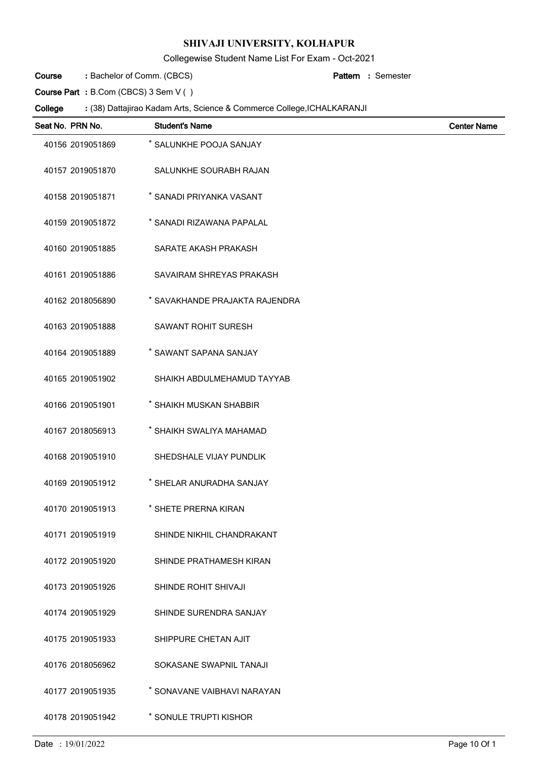# SHIVAJI UNIVERSITY, KOLHAPUR

Collegewise Student Name List For Exam - Oct-2021

**Course** : Bachelor of Comm. (CBCS) **Pattern** : Semester

**Course Part** : B.Com (CBCS) 3 Sem V ( )

**College** : (38) Dattajirao Kadam Arts, Science & Commerce College,ICHALKARANJI

| Seat No. | PRN No. | Student's Name | Center Name |
|---|---|---|---|
| 40156 | 2019051869 | * SALUNKHE POOJA SANJAY | |
| 40157 | 2019051870 | SALUNKHE SOURABH RAJAN | |
| 40158 | 2019051871 | * SANADI PRIYANKA VASANT | |
| 40159 | 2019051872 | * SANADI RIZAWANA PAPALAL | |
| 40160 | 2019051885 | SARATE AKASH PRAKASH | |
| 40161 | 2019051886 | SAVAIRAM SHREYAS PRAKASH | |
| 40162 | 2018056890 | * SAVAKHANDE PRAJAKTA RAJENDRA | |
| 40163 | 2019051888 | SAWANT ROHIT SURESH | |
| 40164 | 2019051889 | * SAWANT SAPANA SANJAY | |
| 40165 | 2019051902 | SHAIKH ABDULMEHAMUD TAYYAB | |
| 40166 | 2019051901 | * SHAIKH MUSKAN SHABBIR | |
| 40167 | 2018056913 | * SHAIKH SWALIYA MAHAMAD | |
| 40168 | 2019051910 | SHEDSHALE VIJAY PUNDLIK | |
| 40169 | 2019051912 | * SHELAR ANURADHA SANJAY | |
| 40170 | 2019051913 | * SHETE PRERNA KIRAN | |
| 40171 | 2019051919 | SHINDE NIKHIL CHANDRAKANT | |
| 40172 | 2019051920 | SHINDE PRATHAMESH KIRAN | |
| 40173 | 2019051926 | SHINDE ROHIT SHIVAJI | |
| 40174 | 2019051929 | SHINDE SURENDRA SANJAY | |
| 40175 | 2019051933 | SHIPPURE CHETAN AJIT | |
| 40176 | 2018056962 | SOKASANE SWAPNIL TANAJI | |
| 40177 | 2019051935 | * SONAVANE VAIBHAVI NARAYAN | |
| 40178 | 2019051942 | * SONULE TRUPTI KISHOR | |

Date : 19/01/2022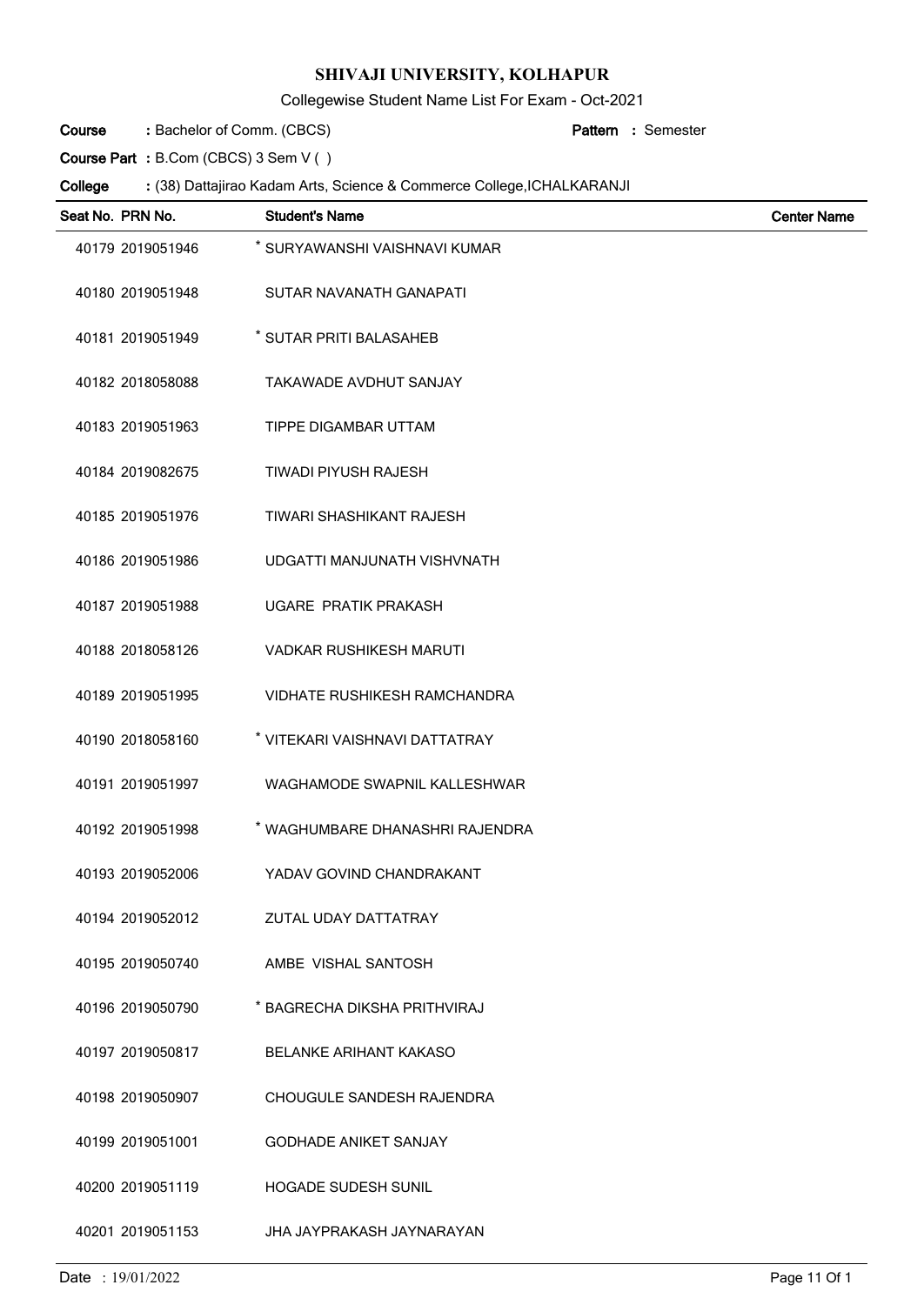# SHIVAJI UNIVERSITY, KOLHAPUR

Collegewise Student Name List For Exam - Oct-2021

**Course** : Bachelor of Comm. (CBCS) **Pattern** : Semester

**Course Part** : B.Com (CBCS) 3 Sem V ( )

**College** : (38) Dattajirao Kadam Arts, Science & Commerce College,ICHALKARANJI

| Seat No. | PRN No. | Student's Name | Center Name |
|---|---|---|---|
| 40179 | 2019051946 | * SURYAWANSHI VAISHNAVI KUMAR | |
| 40180 | 2019051948 | SUTAR NAVANATH GANAPATI | |
| 40181 | 2019051949 | * SUTAR PRITI BALASAHEB | |
| 40182 | 2018058088 | TAKAWADE AVDHUT SANJAY | |
| 40183 | 2019051963 | TIPPE DIGAMBAR UTTAM | |
| 40184 | 2019082675 | TIWADI PIYUSH RAJESH | |
| 40185 | 2019051976 | TIWARI SHASHIKANT RAJESH | |
| 40186 | 2019051986 | UDGATTI MANJUNATH VISHVNATH | |
| 40187 | 2019051988 | UGARE PRATIK PRAKASH | |
| 40188 | 2018058126 | VADKAR RUSHIKESH MARUTI | |
| 40189 | 2019051995 | VIDHATE RUSHIKESH RAMCHANDRA | |
| 40190 | 2018058160 | * VITEKARI VAISHNAVI DATTATRAY | |
| 40191 | 2019051997 | WAGHAMODE SWAPNIL KALLESHWAR | |
| 40192 | 2019051998 | * WAGHUMBARE DHANASHRI RAJENDRA | |
| 40193 | 2019052006 | YADAV GOVIND CHANDRAKANT | |
| 40194 | 2019052012 | ZUTAL UDAY DATTATRAY | |
| 40195 | 2019050740 | AMBE VISHAL SANTOSH | |
| 40196 | 2019050790 | * BAGRECHA DIKSHA PRITHVIRAJ | |
| 40197 | 2019050817 | BELANKE ARIHANT KAKASO | |
| 40198 | 2019050907 | CHOUGULE SANDESH RAJENDRA | |
| 40199 | 2019051001 | GODHADE ANIKET SANJAY | |
| 40200 | 2019051119 | HOGADE SUDESH SUNIL | |
| 40201 | 2019051153 | JHA JAYPRAKASH JAYNARAYAN | |

Date : 19/01/2022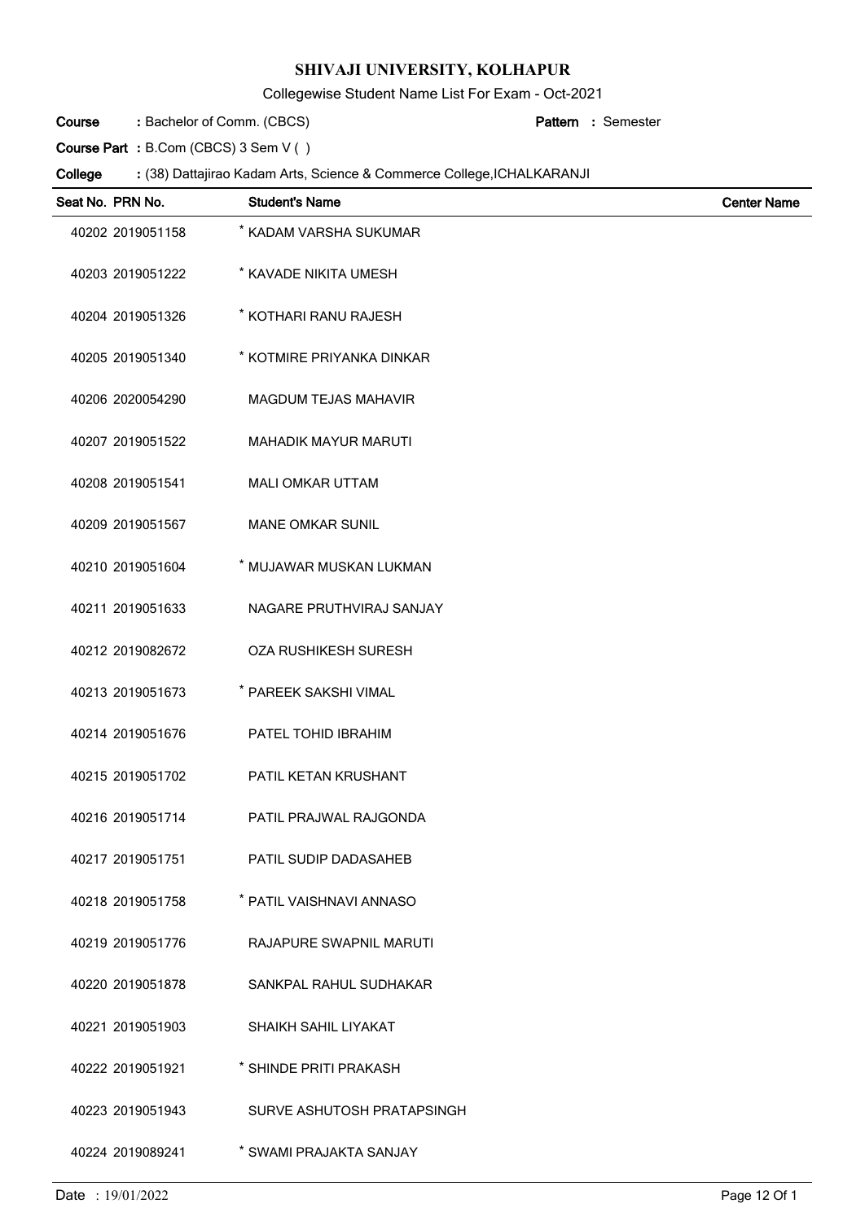# SHIVAJI UNIVERSITY, KOLHAPUR

Collegewise Student Name List For Exam - Oct-2021

**Course** : Bachelor of Comm. (CBCS) **Pattern** : Semester

**Course Part** : B.Com (CBCS) 3 Sem V ( )

**College** : (38) Dattajirao Kadam Arts, Science & Commerce College,ICHALKARANJI

| Seat No. | PRN No. | Student's Name | Center Name |
|---|---|---|---|
| 40202 | 2019051158 | * KADAM VARSHA SUKUMAR | |
| 40203 | 2019051222 | * KAVADE NIKITA UMESH | |
| 40204 | 2019051326 | * KOTHARI RANU RAJESH | |
| 40205 | 2019051340 | * KOTMIRE PRIYANKA DINKAR | |
| 40206 | 2020054290 | MAGDUM TEJAS MAHAVIR | |
| 40207 | 2019051522 | MAHADIK MAYUR MARUTI | |
| 40208 | 2019051541 | MALI OMKAR UTTAM | |
| 40209 | 2019051567 | MANE OMKAR SUNIL | |
| 40210 | 2019051604 | * MUJAWAR MUSKAN LUKMAN | |
| 40211 | 2019051633 | NAGARE PRUTHVIRAJ SANJAY | |
| 40212 | 2019082672 | OZA RUSHIKESH SURESH | |
| 40213 | 2019051673 | * PAREEK SAKSHI VIMAL | |
| 40214 | 2019051676 | PATEL TOHID IBRAHIM | |
| 40215 | 2019051702 | PATIL KETAN KRUSHANT | |
| 40216 | 2019051714 | PATIL PRAJWAL RAJGONDA | |
| 40217 | 2019051751 | PATIL SUDIP DADASAHEB | |
| 40218 | 2019051758 | * PATIL VAISHNAVI ANNASO | |
| 40219 | 2019051776 | RAJAPURE SWAPNIL MARUTI | |
| 40220 | 2019051878 | SANKPAL RAHUL SUDHAKAR | |
| 40221 | 2019051903 | SHAIKH SAHIL LIYAKAT | |
| 40222 | 2019051921 | * SHINDE PRITI PRAKASH | |
| 40223 | 2019051943 | SURVE ASHUTOSH PRATAPSINGH | |
| 40224 | 2019089241 | * SWAMI PRAJAKTA SANJAY | |

Date : 19/01/2022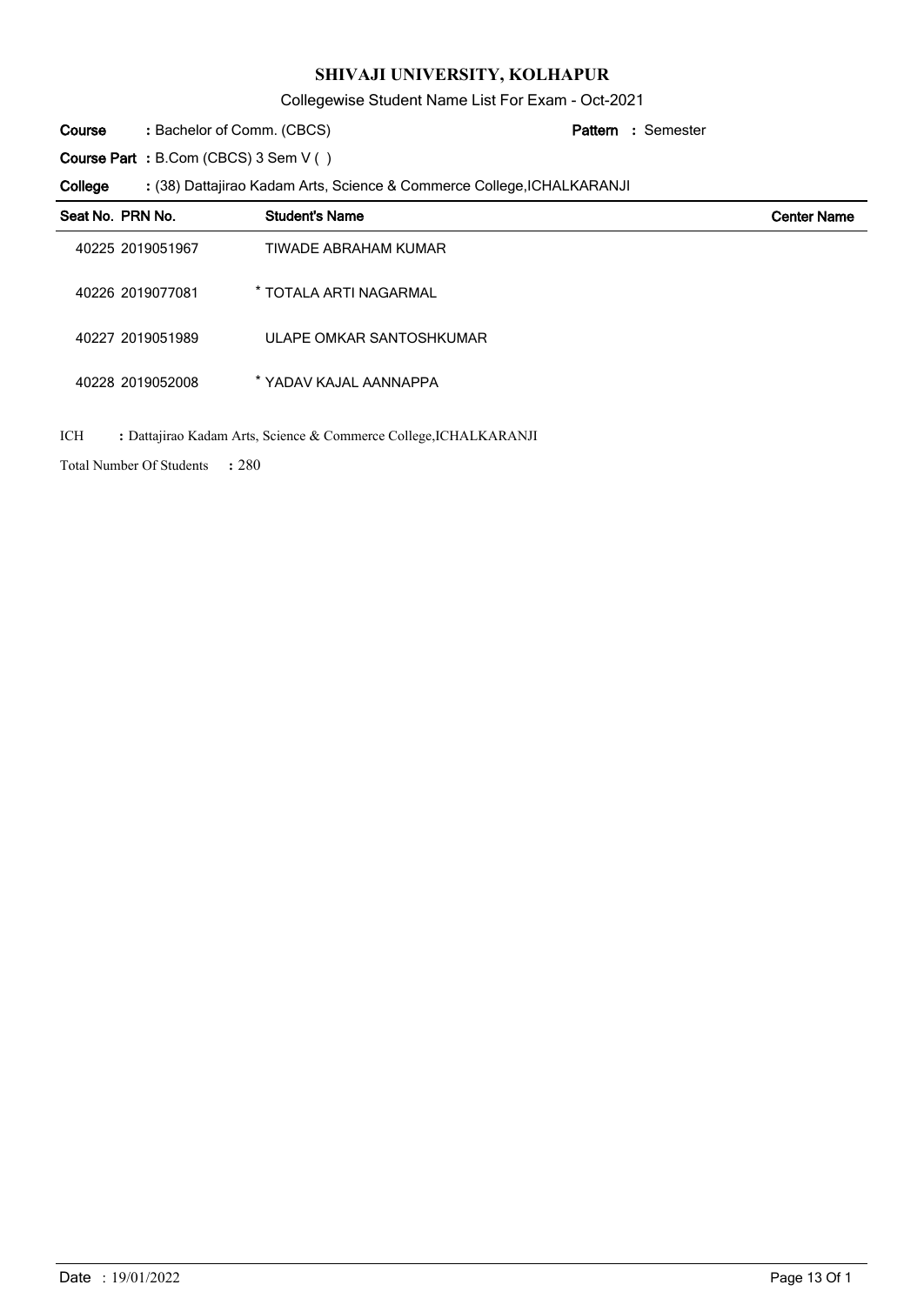# SHIVAJI UNIVERSITY, KOLHAPUR

Collegewise Student Name List For Exam - Oct-2021

**Course** : Bachelor of Comm. (CBCS) **Pattern** : Semester

**Course Part** : B.Com (CBCS) 3 Sem V ( )

**College** : (38) Dattajirao Kadam Arts, Science & Commerce College,ICHALKARANJI

| Seat No. | PRN No. | Student's Name | Center Name |
|---|---|---|---|
| 40225 | 2019051967 | TIWADE ABRAHAM KUMAR | |
| 40226 | 2019077081 | * TOTALA ARTI NAGARMAL | |
| 40227 | 2019051989 | ULAPE OMKAR SANTOSHKUMAR | |
| 40228 | 2019052008 | * YADAV KAJAL AANNAPPA | |

ICH : Dattajirao Kadam Arts, Science & Commerce College,ICHALKARANJI

Total Number Of Students : 280

Date : 19/01/2022